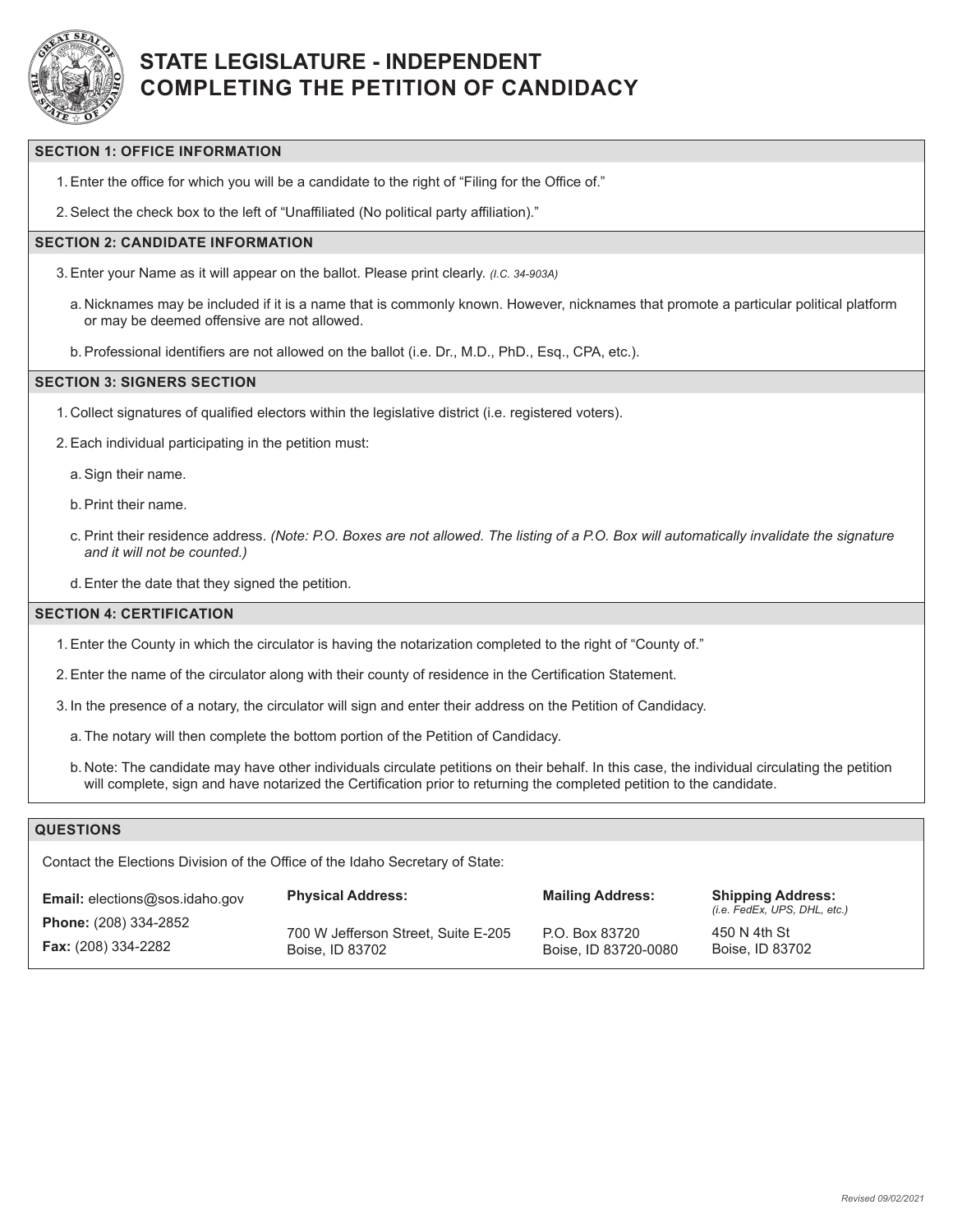# STATE LEGISLATURE - INDEPENDENT
# COMPLETING THE PETITION OF CANDIDACY

## SECTION 1: OFFICE INFORMATION

1. Enter the office for which you will be a candidate to the right of "Filing for the Office of."
2. Select the check box to the left of "Unaffiliated (No political party affiliation)."

## SECTION 2: CANDIDATE INFORMATION

3. Enter your Name as it will appear on the ballot. Please print clearly. *(I.C. 34-903A)*
   a. Nicknames may be included if it is a name that is commonly known. However, nicknames that promote a particular political platform or may be deemed offensive are not allowed.
   b. Professional identifiers are not allowed on the ballot (i.e. Dr., M.D., PhD., Esq., CPA, etc.).

## SECTION 3: SIGNERS SECTION

1. Collect signatures of qualified electors within the legislative district (i.e. registered voters).
2. Each individual participating in the petition must:
   a. Sign their name.
   b. Print their name.
   c. Print their residence address. *(Note: P.O. Boxes are not allowed. The listing of a P.O. Box will automatically invalidate the signature and it will not be counted.)*
   d. Enter the date that they signed the petition.

## SECTION 4: CERTIFICATION

1. Enter the County in which the circulator is having the notarization completed to the right of "County of."
2. Enter the name of the circulator along with their county of residence in the Certification Statement.
3. In the presence of a notary, the circulator will sign and enter their address on the Petition of Candidacy.
   a. The notary will then complete the bottom portion of the Petition of Candidacy.
   b. Note: The candidate may have other individuals circulate petitions on their behalf. In this case, the individual circulating the petition will complete, sign and have notarized the Certification prior to returning the completed petition to the candidate.

## QUESTIONS

Contact the Elections Division of the Office of the Idaho Secretary of State:

**Email:** elections@sos.idaho.gov
**Phone:** (208) 334-2852
**Fax:** (208) 334-2282

**Physical Address:**
700 W Jefferson Street, Suite E-205
Boise, ID 83702

**Mailing Address:**
P.O. Box 83720
Boise, ID 83720-0080

**Shipping Address:** *(i.e. FedEx, UPS, DHL, etc.)*
450 N 4th St
Boise, ID 83702

*Revised 09/02/2021*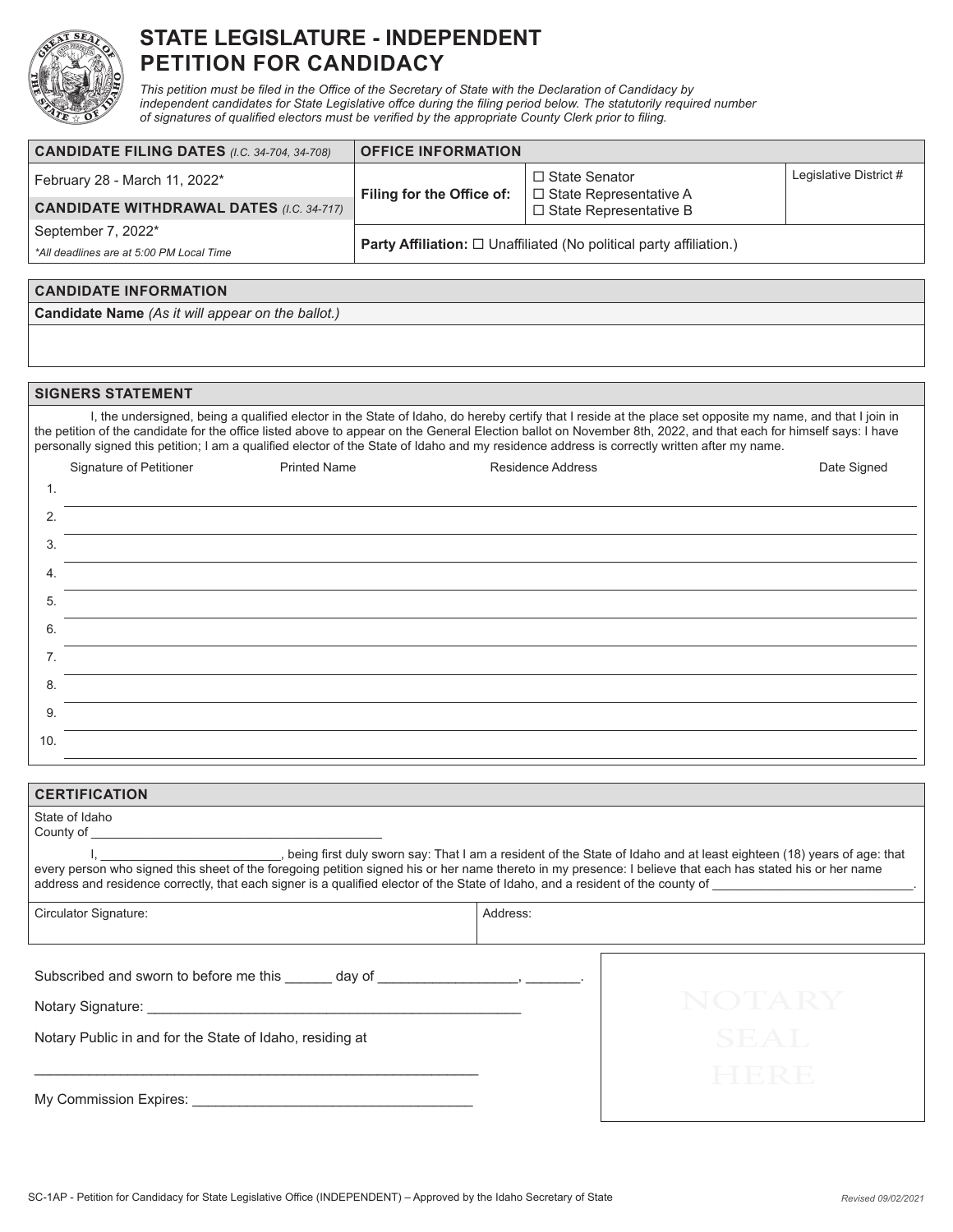# STATE LEGISLATURE - INDEPENDENT PETITION FOR CANDIDACY

*This petition must be filed in the Office of the Secretary of State with the Declaration of Candidacy by independent candidates for State Legislative offce during the filing period below. The statutorily required number of signatures of qualified electors must be verified by the appropriate County Clerk prior to filing.*

| **CANDIDATE FILING DATES** *(I.C. 34-704, 34-708)* | **OFFICE INFORMATION** | | |
|---|---|---|---|
| February 28 - March 11, 2022* | **Filing for the Office of:** | ☐ State Senator<br>☐ State Representative A<br>☐ State Representative B | Legislative District # |
| **CANDIDATE WITHDRAWAL DATES** *(I.C. 34-717)* | | | |
| September 7, 2022*<br>*\*All deadlines are at 5:00 PM Local Time* | **Party Affiliation:** ☐ Unaffiliated (No political party affiliation.) | | |

## CANDIDATE INFORMATION

**Candidate Name** *(As it will appear on the ballot.)*

## SIGNERS STATEMENT

I, the undersigned, being a qualified elector in the State of Idaho, do hereby certify that I reside at the place set opposite my name, and that I join in the petition of the candidate for the office listed above to appear on the General Election ballot on November 8th, 2022, and that each for himself says: I have personally signed this petition; I am a qualified elector of the State of Idaho and my residence address is correctly written after my name.

| | Signature of Petitioner | Printed Name | Residence Address | Date Signed |
|---|---|---|---|---|
| 1. | | | | |
| 2. | | | | |
| 3. | | | | |
| 4. | | | | |
| 5. | | | | |
| 6. | | | | |
| 7. | | | | |
| 8. | | | | |
| 9. | | | | |
| 10. | | | | |

## CERTIFICATION

State of Idaho
County of ________________________________________

I, _________________________, being first duly sworn say: That I am a resident of the State of Idaho and at least eighteen (18) years of age: that every person who signed this sheet of the foregoing petition signed his or her name thereto in my presence: I believe that each has stated his or her name address and residence correctly, that each signer is a qualified elector of the State of Idaho, and a resident of the county of ___________________________.

| Circulator Signature: | Address: |
|---|---|
| | |

Subscribed and sworn to before me this ______ day of _________________, _______.

Notary Signature: ______________________________________________

Notary Public in and for the State of Idaho, residing at

________________________________________________________

My Commission Expires: ___________________________________

NOTARY SEAL HERE

SC-1AP - Petition for Candidacy for State Legislative Office (INDEPENDENT) – Approved by the Idaho Secretary of State

*Revised 09/02/2021*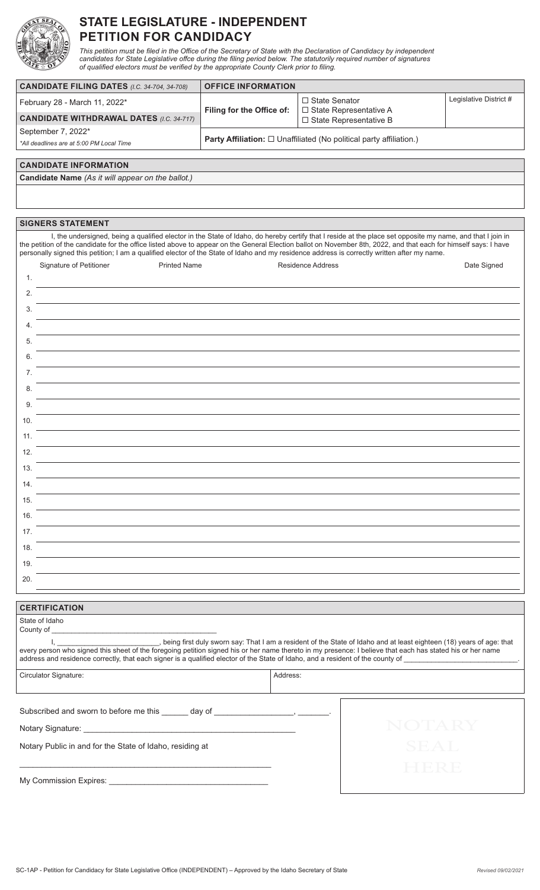# STATE LEGISLATURE - INDEPENDENT PETITION FOR CANDIDACY

*This petition must be filed in the Office of the Secretary of State with the Declaration of Candidacy by independent candidates for State Legislative offce during the filing period below. The statutorily required number of signatures of qualified electors must be verified by the appropriate County Clerk prior to filing.*

| CANDIDATE FILING DATES *(I.C. 34-704, 34-708)* | OFFICE INFORMATION | | |
|---|---|---|---|
| February 28 - March 11, 2022* | Filing for the Office of: | ☐ State Senator<br>☐ State Representative A<br>☐ State Representative B | Legislative District # |
| **CANDIDATE WITHDRAWAL DATES** *(I.C. 34-717)* | | | |
| September 7, 2022*<br>*All deadlines are at 5:00 PM Local Time* | **Party Affiliation:** ☐ Unaffiliated (No political party affiliation.) | | |

## CANDIDATE INFORMATION

**Candidate Name** *(As it will appear on the ballot.)*

## SIGNERS STATEMENT

I, the undersigned, being a qualified elector in the State of Idaho, do hereby certify that I reside at the place set opposite my name, and that I join in the petition of the candidate for the office listed above to appear on the General Election ballot on November 8th, 2022, and that each for himself says: I have personally signed this petition; I am a qualified elector of the State of Idaho and my residence address is correctly written after my name.

| | Signature of Petitioner | Printed Name | Residence Address | Date Signed |
|---|---|---|---|---|
| 1. | | | | |
| 2. | | | | |
| 3. | | | | |
| 4. | | | | |
| 5. | | | | |
| 6. | | | | |
| 7. | | | | |
| 8. | | | | |
| 9. | | | | |
| 10. | | | | |
| 11. | | | | |
| 12. | | | | |
| 13. | | | | |
| 14. | | | | |
| 15. | | | | |
| 16. | | | | |
| 17. | | | | |
| 18. | | | | |
| 19. | | | | |
| 20. | | | | |

## CERTIFICATION

State of Idaho
County of ________________________________________

I, ________________________, being first duly sworn say: That I am a resident of the State of Idaho and at least eighteen (18) years of age: that every person who signed this sheet of the foregoing petition signed his or her name thereto in my presence: I believe that each has stated his or her name address and residence correctly, that each signer is a qualified elector of the State of Idaho, and a resident of the county of ___________________________.

Circulator Signature: | Address:

Subscribed and sworn to before me this ______ day of _________________, _______.

Notary Signature: _____________________________________________

Notary Public in and for the State of Idaho, residing at

_______________________________________________________

My Commission Expires: __________________________________

NOTARY SEAL HERE

SC-1AP - Petition for Candidacy for State Legislative Office (INDEPENDENT) – Approved by the Idaho Secretary of State

*Revised 09/02/2021*